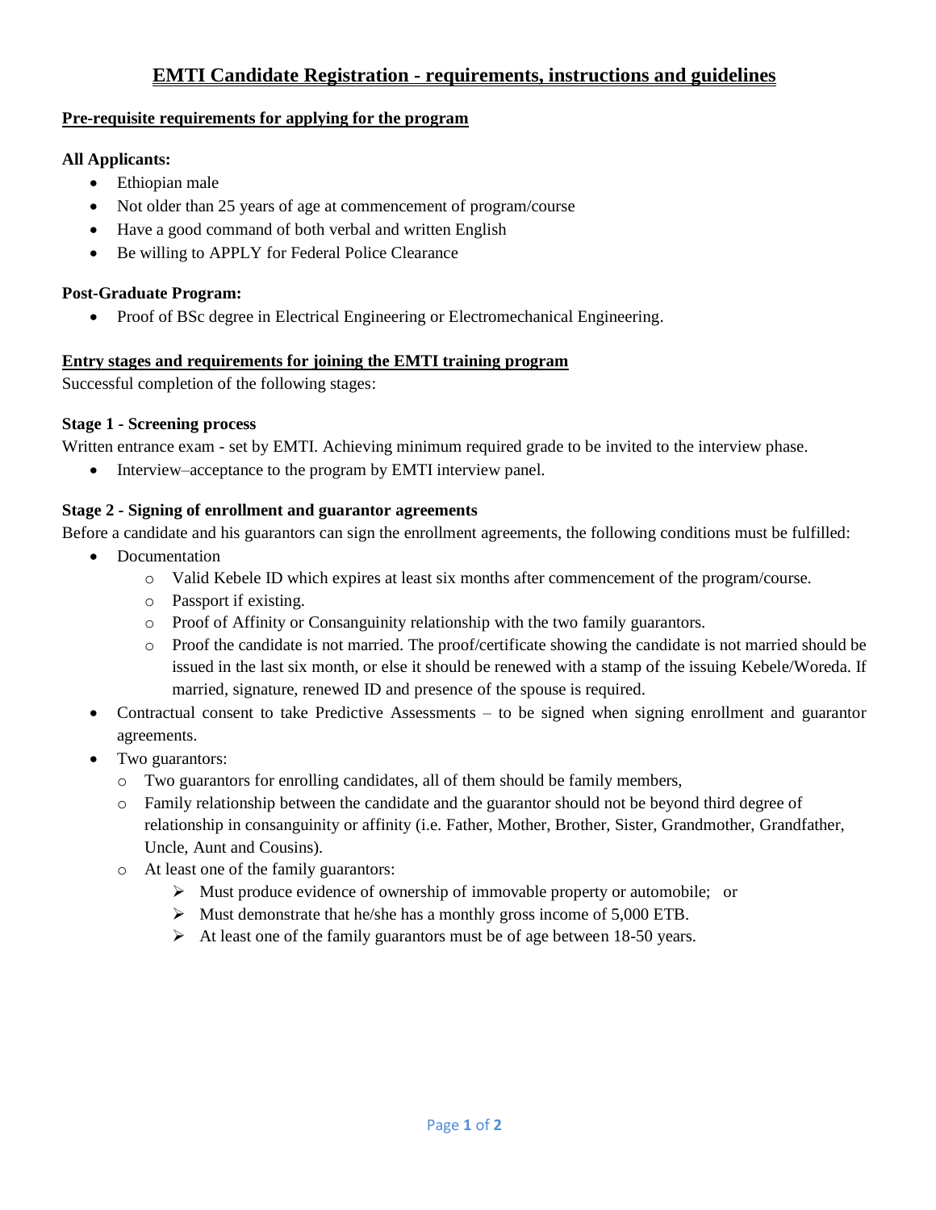# EMTI Candidate Registration - requirements, instructions and guidelines

## Pre-requisite requirements for applying for the program

**All Applicants:**

- Ethiopian male
- Not older than 25 years of age at commencement of program/course
- Have a good command of both verbal and written English
- Be willing to APPLY for Federal Police Clearance

**Post-Graduate Program:**

- Proof of BSc degree in Electrical Engineering or Electromechanical Engineering.

## Entry stages and requirements for joining the EMTI training program

Successful completion of the following stages:

**Stage 1 - Screening process**

Written entrance exam - set by EMTI. Achieving minimum required grade to be invited to the interview phase.

- Interview–acceptance to the program by EMTI interview panel.

**Stage 2 - Signing of enrollment and guarantor agreements**

Before a candidate and his guarantors can sign the enrollment agreements, the following conditions must be fulfilled:

- Documentation
  - Valid Kebele ID which expires at least six months after commencement of the program/course.
  - Passport if existing.
  - Proof of Affinity or Consanguinity relationship with the two family guarantors.
  - Proof the candidate is not married. The proof/certificate showing the candidate is not married should be issued in the last six month, or else it should be renewed with a stamp of the issuing Kebele/Woreda. If married, signature, renewed ID and presence of the spouse is required.
- Contractual consent to take Predictive Assessments – to be signed when signing enrollment and guarantor agreements.
- Two guarantors:
  - Two guarantors for enrolling candidates, all of them should be family members,
  - Family relationship between the candidate and the guarantor should not be beyond third degree of relationship in consanguinity or affinity (i.e. Father, Mother, Brother, Sister, Grandmother, Grandfather, Uncle, Aunt and Cousins).
  - At least one of the family guarantors:
    - Must produce evidence of ownership of immovable property or automobile; or
    - Must demonstrate that he/she has a monthly gross income of 5,000 ETB.
    - At least one of the family guarantors must be of age between 18-50 years.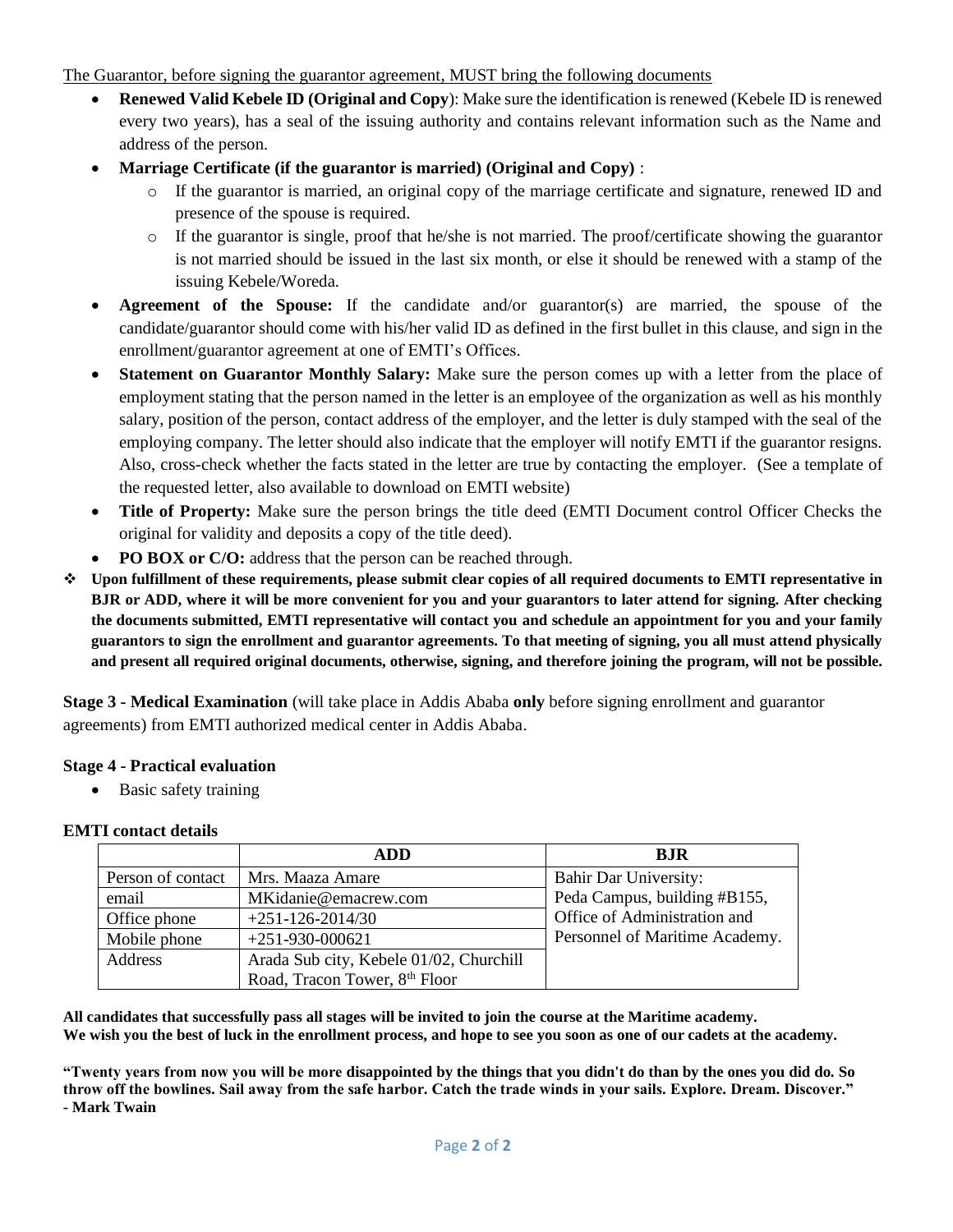The Guarantor, before signing the guarantor agreement, MUST bring the following documents

- **Renewed Valid Kebele ID (Original and Copy)**: Make sure the identification is renewed (Kebele ID is renewed every two years), has a seal of the issuing authority and contains relevant information such as the Name and address of the person.
- **Marriage Certificate (if the guarantor is married) (Original and Copy)** :
  - If the guarantor is married, an original copy of the marriage certificate and signature, renewed ID and presence of the spouse is required.
  - If the guarantor is single, proof that he/she is not married. The proof/certificate showing the guarantor is not married should be issued in the last six month, or else it should be renewed with a stamp of the issuing Kebele/Woreda.
- **Agreement of the Spouse:** If the candidate and/or guarantor(s) are married, the spouse of the candidate/guarantor should come with his/her valid ID as defined in the first bullet in this clause, and sign in the enrollment/guarantor agreement at one of EMTI's Offices.
- **Statement on Guarantor Monthly Salary:** Make sure the person comes up with a letter from the place of employment stating that the person named in the letter is an employee of the organization as well as his monthly salary, position of the person, contact address of the employer, and the letter is duly stamped with the seal of the employing company. The letter should also indicate that the employer will notify EMTI if the guarantor resigns. Also, cross-check whether the facts stated in the letter are true by contacting the employer. (See a template of the requested letter, also available to download on EMTI website)
- **Title of Property:** Make sure the person brings the title deed (EMTI Document control Officer Checks the original for validity and deposits a copy of the title deed).
- **PO BOX or C/O:** address that the person can be reached through.

❖ **Upon fulfillment of these requirements, please submit clear copies of all required documents to EMTI representative in BJR or ADD, where it will be more convenient for you and your guarantors to later attend for signing. After checking the documents submitted, EMTI representative will contact you and schedule an appointment for you and your family guarantors to sign the enrollment and guarantor agreements. To that meeting of signing, you all must attend physically and present all required original documents, otherwise, signing, and therefore joining the program, will not be possible.**

**Stage 3 - Medical Examination** (will take place in Addis Ababa **only** before signing enrollment and guarantor agreements) from EMTI authorized medical center in Addis Ababa.

**Stage 4 - Practical evaluation**

- Basic safety training

**EMTI contact details**

| | ADD | BJR |
|---|---|---|
| Person of contact | Mrs. Maaza Amare | Bahir Dar University: Peda Campus, building #B155, Office of Administration and Personnel of Maritime Academy. |
| email | MKidanie@emacrew.com | |
| Office phone | +251-126-2014/30 | |
| Mobile phone | +251-930-000621 | |
| Address | Arada Sub city, Kebele 01/02, Churchill Road, Tracon Tower, 8th Floor | |

**All candidates that successfully pass all stages will be invited to join the course at the Maritime academy.**
**We wish you the best of luck in the enrollment process, and hope to see you soon as one of our cadets at the academy.**

**"Twenty years from now you will be more disappointed by the things that you didn't do than by the ones you did do. So throw off the bowlines. Sail away from the safe harbor. Catch the trade winds in your sails. Explore. Dream. Discover." - Mark Twain**